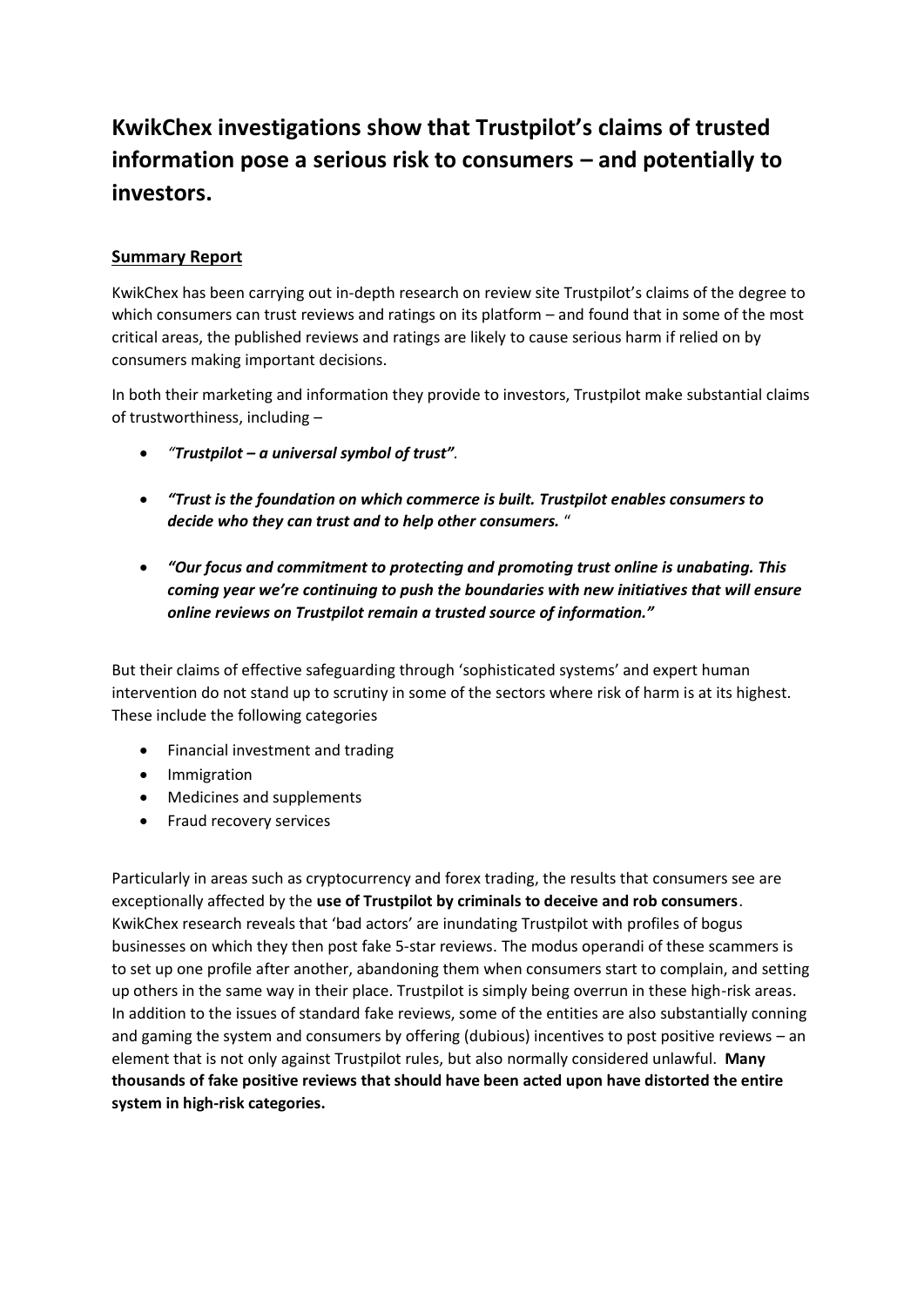# KwikChex investigations show that Trustpilot's claims of trusted information pose a serious risk to consumers – and potentially to investors.

## Summary Report

KwikChex has been carrying out in-depth research on review site Trustpilot's claims of the degree to which consumers can trust reviews and ratings on its platform – and found that in some of the most critical areas, the published reviews and ratings are likely to cause serious harm if relied on by consumers making important decisions.

In both their marketing and information they provide to investors, Trustpilot make substantial claims of trustworthiness, including –

- ***"Trustpilot – a universal symbol of trust"****.*
- ***"Trust is the foundation on which commerce is built. Trustpilot enables consumers to decide who they can trust and to help other consumers.*** *"*
- ***"Our focus and commitment to protecting and promoting trust online is unabating. This coming year we're continuing to push the boundaries with new initiatives that will ensure online reviews on Trustpilot remain a trusted source of information."***

But their claims of effective safeguarding through 'sophisticated systems' and expert human intervention do not stand up to scrutiny in some of the sectors where risk of harm is at its highest. These include the following categories

- Financial investment and trading
- Immigration
- Medicines and supplements
- Fraud recovery services

Particularly in areas such as cryptocurrency and forex trading, the results that consumers see are exceptionally affected by the **use of Trustpilot by criminals to deceive and rob consumers**. KwikChex research reveals that 'bad actors' are inundating Trustpilot with profiles of bogus businesses on which they then post fake 5-star reviews. The modus operandi of these scammers is to set up one profile after another, abandoning them when consumers start to complain, and setting up others in the same way in their place. Trustpilot is simply being overrun in these high-risk areas. In addition to the issues of standard fake reviews, some of the entities are also substantially conning and gaming the system and consumers by offering (dubious) incentives to post positive reviews – an element that is not only against Trustpilot rules, but also normally considered unlawful. **Many thousands of fake positive reviews that should have been acted upon have distorted the entire system in high-risk categories.**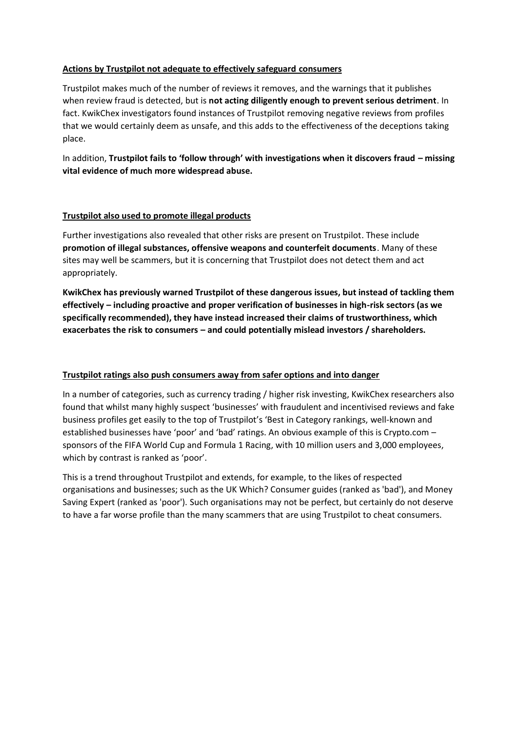**Actions by Trustpilot not adequate to effectively safeguard consumers**

Trustpilot makes much of the number of reviews it removes, and the warnings that it publishes when review fraud is detected, but is **not acting diligently enough to prevent serious detriment**. In fact. KwikChex investigators found instances of Trustpilot removing negative reviews from profiles that we would certainly deem as unsafe, and this adds to the effectiveness of the deceptions taking place.

In addition, **Trustpilot fails to 'follow through' with investigations when it discovers fraud – missing vital evidence of much more widespread abuse.**

**Trustpilot also used to promote illegal products**

Further investigations also revealed that other risks are present on Trustpilot. These include **promotion of illegal substances, offensive weapons and counterfeit documents**. Many of these sites may well be scammers, but it is concerning that Trustpilot does not detect them and act appropriately.

**KwikChex has previously warned Trustpilot of these dangerous issues, but instead of tackling them effectively – including proactive and proper verification of businesses in high-risk sectors (as we specifically recommended), they have instead increased their claims of trustworthiness, which exacerbates the risk to consumers – and could potentially mislead investors / shareholders.**

**Trustpilot ratings also push consumers away from safer options and into danger**

In a number of categories, such as currency trading / higher risk investing, KwikChex researchers also found that whilst many highly suspect 'businesses' with fraudulent and incentivised reviews and fake business profiles get easily to the top of Trustpilot's 'Best in Category rankings, well-known and established businesses have 'poor' and 'bad' ratings. An obvious example of this is Crypto.com – sponsors of the FIFA World Cup and Formula 1 Racing, with 10 million users and 3,000 employees, which by contrast is ranked as 'poor'.

This is a trend throughout Trustpilot and extends, for example, to the likes of respected organisations and businesses; such as the UK Which? Consumer guides (ranked as 'bad'), and Money Saving Expert (ranked as 'poor'). Such organisations may not be perfect, but certainly do not deserve to have a far worse profile than the many scammers that are using Trustpilot to cheat consumers.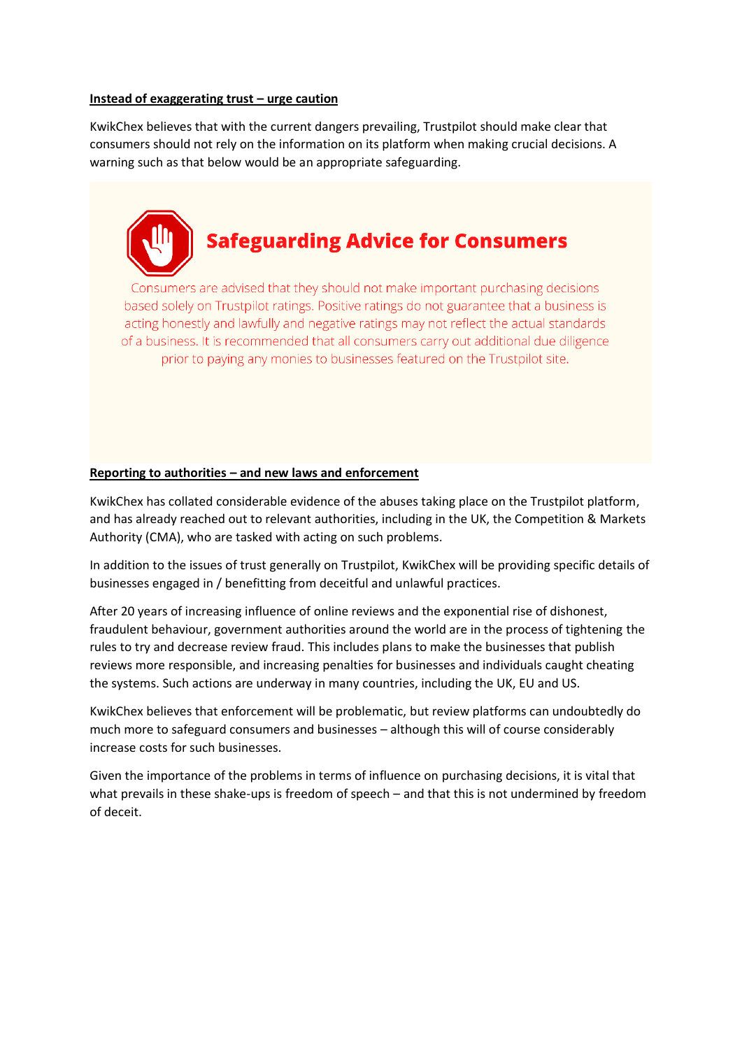**<u>Instead of exaggerating trust – urge caution</u>**

KwikChex believes that with the current dangers prevailing, Trustpilot should make clear that consumers should not rely on the information on its platform when making crucial decisions. A warning such as that below would be an appropriate safeguarding.

## Safeguarding Advice for Consumers

Consumers are advised that they should not make important purchasing decisions based solely on Trustpilot ratings. Positive ratings do not guarantee that a business is acting honestly and lawfully and negative ratings may not reflect the actual standards of a business. It is recommended that all consumers carry out additional due diligence prior to paying any monies to businesses featured on the Trustpilot site.

**<u>Reporting to authorities – and new laws and enforcement</u>**

KwikChex has collated considerable evidence of the abuses taking place on the Trustpilot platform, and has already reached out to relevant authorities, including in the UK, the Competition & Markets Authority (CMA), who are tasked with acting on such problems.

In addition to the issues of trust generally on Trustpilot, KwikChex will be providing specific details of businesses engaged in / benefitting from deceitful and unlawful practices.

After 20 years of increasing influence of online reviews and the exponential rise of dishonest, fraudulent behaviour, government authorities around the world are in the process of tightening the rules to try and decrease review fraud. This includes plans to make the businesses that publish reviews more responsible, and increasing penalties for businesses and individuals caught cheating the systems. Such actions are underway in many countries, including the UK, EU and US.

KwikChex believes that enforcement will be problematic, but review platforms can undoubtedly do much more to safeguard consumers and businesses – although this will of course considerably increase costs for such businesses.

Given the importance of the problems in terms of influence on purchasing decisions, it is vital that what prevails in these shake-ups is freedom of speech – and that this is not undermined by freedom of deceit.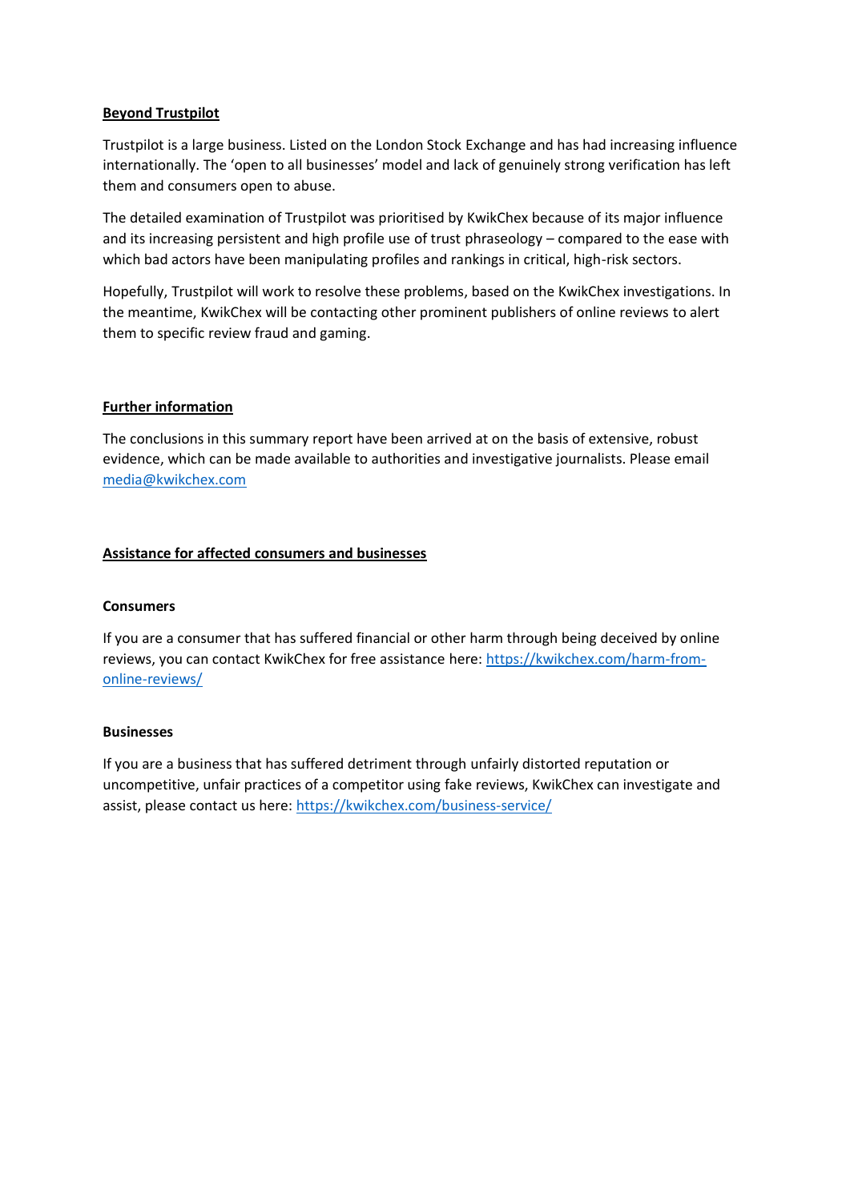## Beyond Trustpilot

Trustpilot is a large business. Listed on the London Stock Exchange and has had increasing influence internationally. The 'open to all businesses' model and lack of genuinely strong verification has left them and consumers open to abuse.

The detailed examination of Trustpilot was prioritised by KwikChex because of its major influence and its increasing persistent and high profile use of trust phraseology – compared to the ease with which bad actors have been manipulating profiles and rankings in critical, high-risk sectors.

Hopefully, Trustpilot will work to resolve these problems, based on the KwikChex investigations. In the meantime, KwikChex will be contacting other prominent publishers of online reviews to alert them to specific review fraud and gaming.

## Further information

The conclusions in this summary report have been arrived at on the basis of extensive, robust evidence, which can be made available to authorities and investigative journalists. Please email [media@kwikchex.com](mailto:media@kwikchex.com)

## Assistance for affected consumers and businesses

### Consumers

If you are a consumer that has suffered financial or other harm through being deceived by online reviews, you can contact KwikChex for free assistance here: [https://kwikchex.com/harm-from-online-reviews/](https://kwikchex.com/harm-from-online-reviews/)

### Businesses

If you are a business that has suffered detriment through unfairly distorted reputation or uncompetitive, unfair practices of a competitor using fake reviews, KwikChex can investigate and assist, please contact us here: [https://kwikchex.com/business-service/](https://kwikchex.com/business-service/)